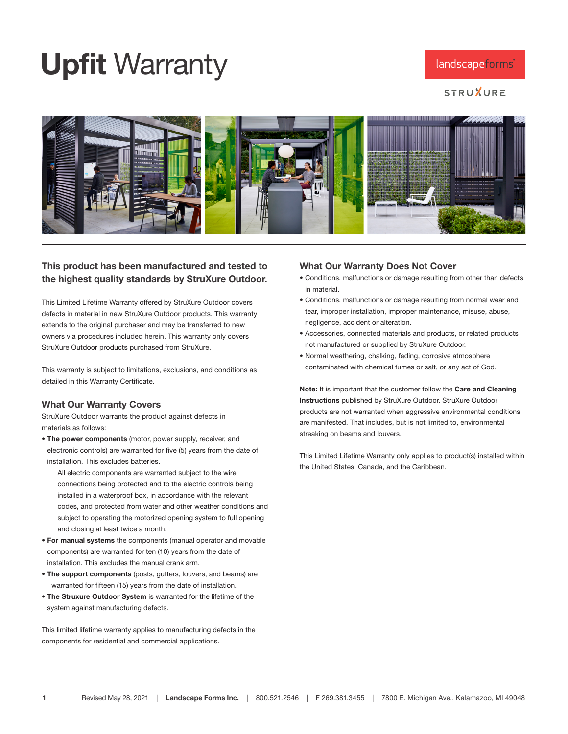# **Upfit** Warranty

landscapeforms

STRUXURE

### This product has been manufactured and tested to the highest quality standards by StruXure Outdoor.

This Limited Lifetime Warranty offered by StruXure Outdoor covers defects in material in new StruXure Outdoor products. This warranty extends to the original purchaser and may be transferred to new owners via procedures included herein. This warranty only covers StruXure Outdoor products purchased from StruXure.

This warranty is subject to limitations, exclusions, and conditions as detailed in this Warranty Certificate.

### What Our Warranty Covers

StruXure Outdoor warrants the product against defects in materials as follows:

- **The power components** (motor, power supply, receiver, and electronic controls) are warranted for five (5) years from the date of installation. This excludes batteries.

  All electric components are warranted subject to the wire connections being protected and to the electric controls being installed in a waterproof box, in accordance with the relevant codes, and protected from water and other weather conditions and subject to operating the motorized opening system to full opening and closing at least twice a month.
- **For manual systems** the components (manual operator and movable components) are warranted for ten (10) years from the date of installation. This excludes the manual crank arm.
- **The support components** (posts, gutters, louvers, and beams) are warranted for fifteen (15) years from the date of installation.
- **The Struxure Outdoor System** is warranted for the lifetime of the system against manufacturing defects.

This limited lifetime warranty applies to manufacturing defects in the components for residential and commercial applications.

### What Our Warranty Does Not Cover

- Conditions, malfunctions or damage resulting from other than defects in material.
- Conditions, malfunctions or damage resulting from normal wear and tear, improper installation, improper maintenance, misuse, abuse, negligence, accident or alteration.
- Accessories, connected materials and products, or related products not manufactured or supplied by StruXure Outdoor.
- Normal weathering, chalking, fading, corrosive atmosphere contaminated with chemical fumes or salt, or any act of God.

**Note:** It is important that the customer follow the **Care and Cleaning Instructions** published by StruXure Outdoor. StruXure Outdoor products are not warranted when aggressive environmental conditions are manifested. That includes, but is not limited to, environmental streaking on beams and louvers.

This Limited Lifetime Warranty only applies to product(s) installed within the United States, Canada, and the Caribbean.

Revised May 28, 2021 | **Landscape Forms Inc.** | 800.521.2546 | F 269.381.3455 | 7800 E. Michigan Ave., Kalamazoo, MI 49048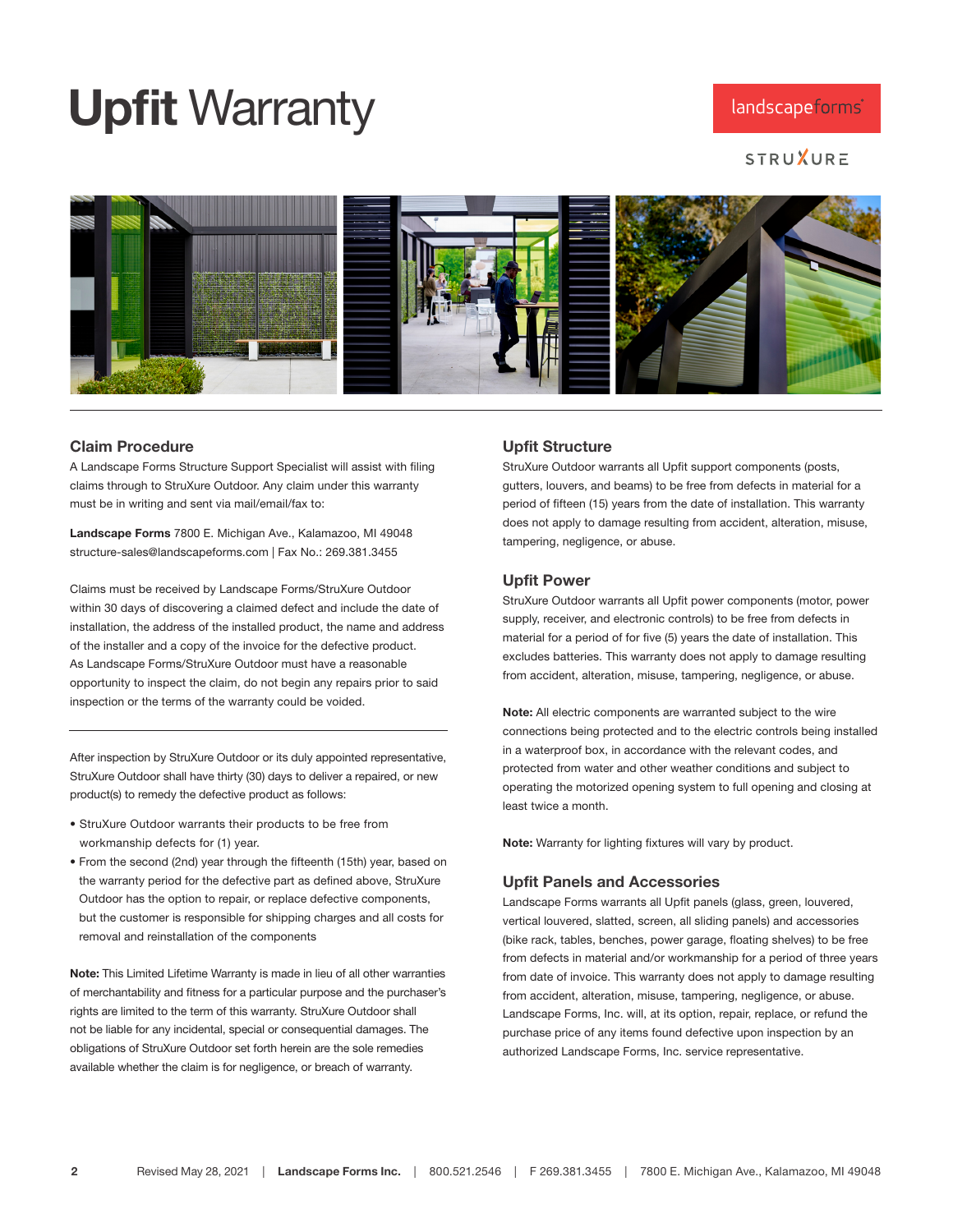# Upfit Warranty

landscapeforms

STRUXURE

## Claim Procedure

A Landscape Forms Structure Support Specialist will assist with filing claims through to StruXure Outdoor. Any claim under this warranty must be in writing and sent via mail/email/fax to:

**Landscape Forms** 7800 E. Michigan Ave., Kalamazoo, MI 49048
structure-sales@landscapeforms.com | Fax No.: 269.381.3455

Claims must be received by Landscape Forms/StruXure Outdoor within 30 days of discovering a claimed defect and include the date of installation, the address of the installed product, the name and address of the installer and a copy of the invoice for the defective product. As Landscape Forms/StruXure Outdoor must have a reasonable opportunity to inspect the claim, do not begin any repairs prior to said inspection or the terms of the warranty could be voided.

---

After inspection by StruXure Outdoor or its duly appointed representative, StruXure Outdoor shall have thirty (30) days to deliver a repaired, or new product(s) to remedy the defective product as follows:

- StruXure Outdoor warrants their products to be free from workmanship defects for (1) year.
- From the second (2nd) year through the fifteenth (15th) year, based on the warranty period for the defective part as defined above, StruXure Outdoor has the option to repair, or replace defective components, but the customer is responsible for shipping charges and all costs for removal and reinstallation of the components

**Note:** This Limited Lifetime Warranty is made in lieu of all other warranties of merchantability and fitness for a particular purpose and the purchaser's rights are limited to the term of this warranty. StruXure Outdoor shall not be liable for any incidental, special or consequential damages. The obligations of StruXure Outdoor set forth herein are the sole remedies available whether the claim is for negligence, or breach of warranty.

## Upfit Structure

StruXure Outdoor warrants all Upfit support components (posts, gutters, louvers, and beams) to be free from defects in material for a period of fifteen (15) years from the date of installation. This warranty does not apply to damage resulting from accident, alteration, misuse, tampering, negligence, or abuse.

## Upfit Power

StruXure Outdoor warrants all Upfit power components (motor, power supply, receiver, and electronic controls) to be free from defects in material for a period of for five (5) years the date of installation. This excludes batteries. This warranty does not apply to damage resulting from accident, alteration, misuse, tampering, negligence, or abuse.

**Note:** All electric components are warranted subject to the wire connections being protected and to the electric controls being installed in a waterproof box, in accordance with the relevant codes, and protected from water and other weather conditions and subject to operating the motorized opening system to full opening and closing at least twice a month.

**Note:** Warranty for lighting fixtures will vary by product.

## Upfit Panels and Accessories

Landscape Forms warrants all Upfit panels (glass, green, louvered, vertical louvered, slatted, screen, all sliding panels) and accessories (bike rack, tables, benches, power garage, floating shelves) to be free from defects in material and/or workmanship for a period of three years from date of invoice. This warranty does not apply to damage resulting from accident, alteration, misuse, tampering, negligence, or abuse. Landscape Forms, Inc. will, at its option, repair, replace, or refund the purchase price of any items found defective upon inspection by an authorized Landscape Forms, Inc. service representative.

Revised May 28, 2021 | **Landscape Forms Inc.** | 800.521.2546 | F 269.381.3455 | 7800 E. Michigan Ave., Kalamazoo, MI 49048